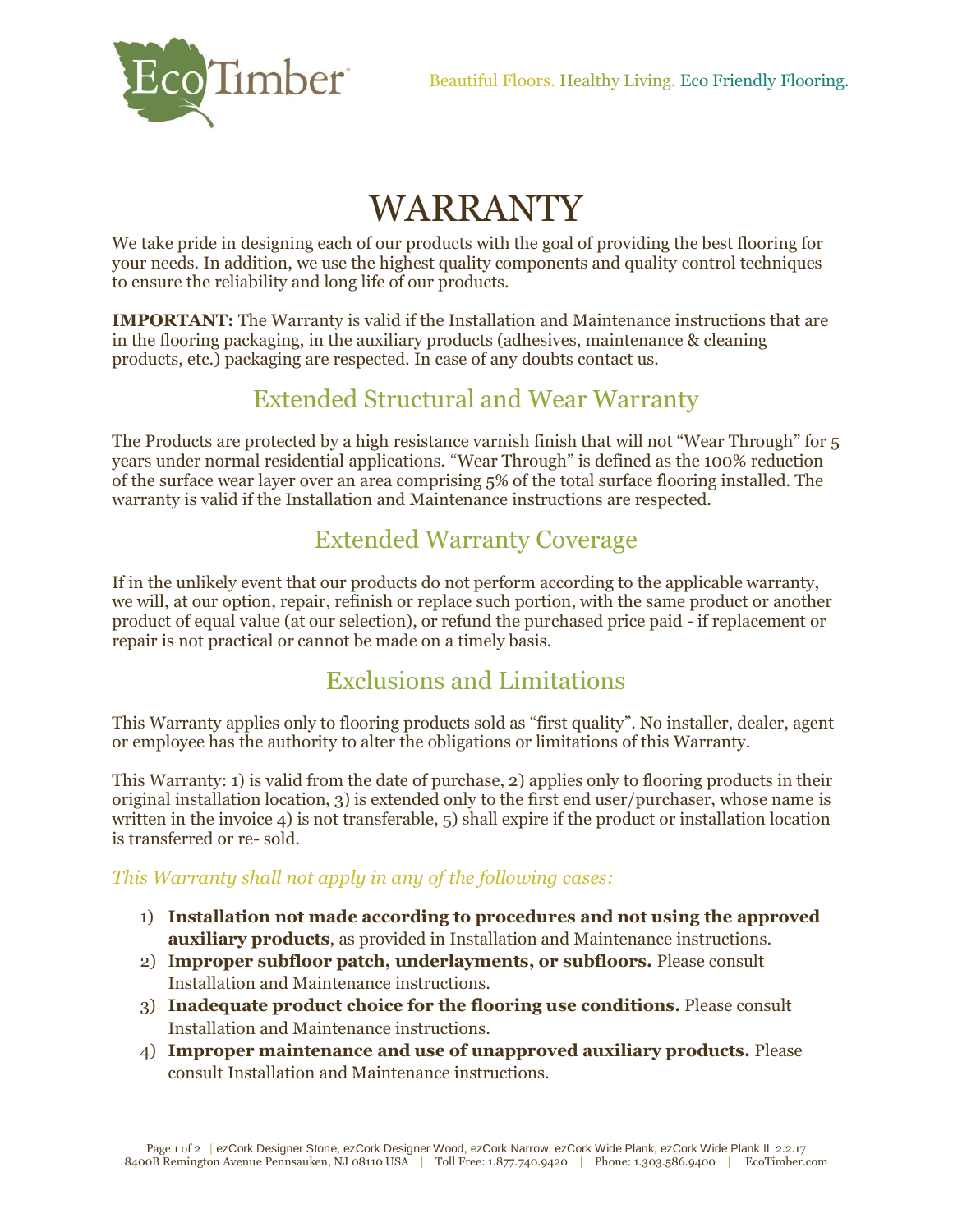Beautiful Floors. Healthy Living. Eco Friendly Flooring.

# WARRANTY

We take pride in designing each of our products with the goal of providing the best flooring for your needs. In addition, we use the highest quality components and quality control techniques to ensure the reliability and long life of our products.

**IMPORTANT:** The Warranty is valid if the Installation and Maintenance instructions that are in the flooring packaging, in the auxiliary products (adhesives, maintenance & cleaning products, etc.) packaging are respected. In case of any doubts contact us.

## Extended Structural and Wear Warranty

The Products are protected by a high resistance varnish finish that will not “Wear Through” for 5 years under normal residential applications. “Wear Through” is defined as the 100% reduction of the surface wear layer over an area comprising 5% of the total surface flooring installed. The warranty is valid if the Installation and Maintenance instructions are respected.

## Extended Warranty Coverage

If in the unlikely event that our products do not perform according to the applicable warranty, we will, at our option, repair, refinish or replace such portion, with the same product or another product of equal value (at our selection), or refund the purchased price paid - if replacement or repair is not practical or cannot be made on a timely basis.

## Exclusions and Limitations

This Warranty applies only to flooring products sold as “first quality”. No installer, dealer, agent or employee has the authority to alter the obligations or limitations of this Warranty.

This Warranty: 1) is valid from the date of purchase, 2) applies only to flooring products in their original installation location, 3) is extended only to the first end user/purchaser, whose name is written in the invoice 4) is not transferable, 5) shall expire if the product or installation location is transferred or re- sold.

*This Warranty shall not apply in any of the following cases:*

1) **Installation not made according to procedures and not using the approved auxiliary products**, as provided in Installation and Maintenance instructions.
2) **Improper subfloor patch, underlayments, or subfloors.** Please consult Installation and Maintenance instructions.
3) **Inadequate product choice for the flooring use conditions.** Please consult Installation and Maintenance instructions.
4) **Improper maintenance and use of unapproved auxiliary products.** Please consult Installation and Maintenance instructions.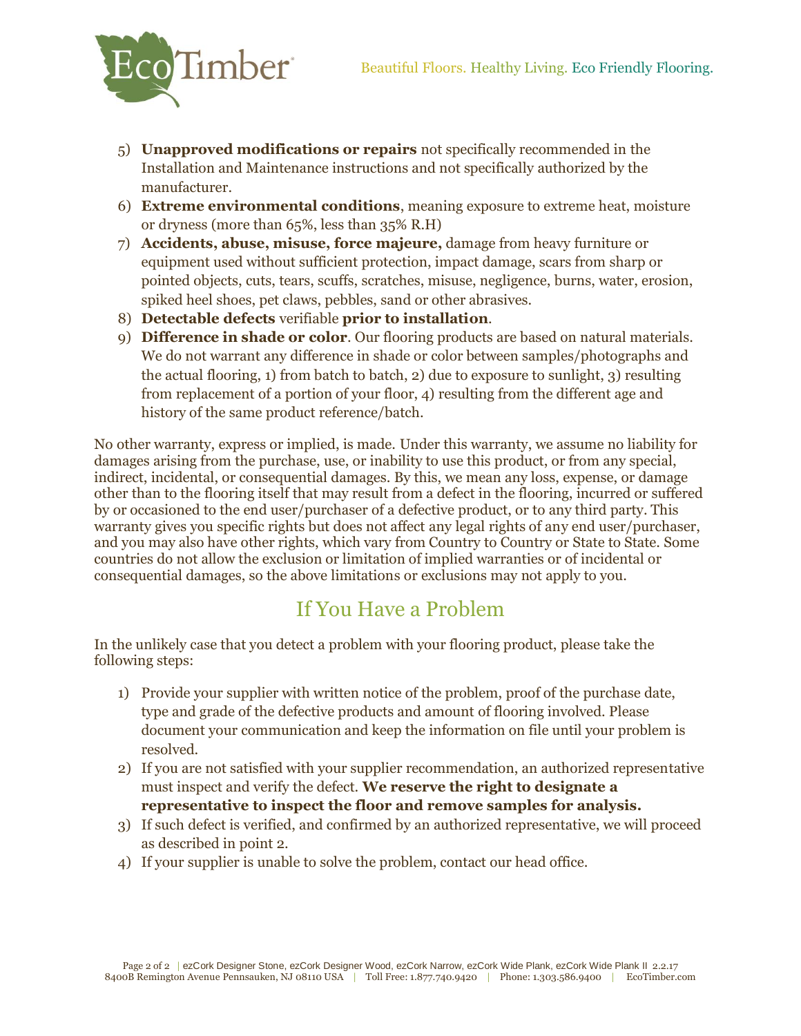5) **Unapproved modifications or repairs** not specifically recommended in the Installation and Maintenance instructions and not specifically authorized by the manufacturer.
6) **Extreme environmental conditions**, meaning exposure to extreme heat, moisture or dryness (more than 65%, less than 35% R.H)
7) **Accidents, abuse, misuse, force majeure,** damage from heavy furniture or equipment used without sufficient protection, impact damage, scars from sharp or pointed objects, cuts, tears, scuffs, scratches, misuse, negligence, burns, water, erosion, spiked heel shoes, pet claws, pebbles, sand or other abrasives.
8) **Detectable defects** verifiable **prior to installation**.
9) **Difference in shade or color**. Our flooring products are based on natural materials. We do not warrant any difference in shade or color between samples/photographs and the actual flooring, 1) from batch to batch, 2) due to exposure to sunlight, 3) resulting from replacement of a portion of your floor, 4) resulting from the different age and history of the same product reference/batch.

No other warranty, express or implied, is made. Under this warranty, we assume no liability for damages arising from the purchase, use, or inability to use this product, or from any special, indirect, incidental, or consequential damages. By this, we mean any loss, expense, or damage other than to the flooring itself that may result from a defect in the flooring, incurred or suffered by or occasioned to the end user/purchaser of a defective product, or to any third party. This warranty gives you specific rights but does not affect any legal rights of any end user/purchaser, and you may also have other rights, which vary from Country to Country or State to State. Some countries do not allow the exclusion or limitation of implied warranties or of incidental or consequential damages, so the above limitations or exclusions may not apply to you.

## If You Have a Problem

In the unlikely case that you detect a problem with your flooring product, please take the following steps:

1) Provide your supplier with written notice of the problem, proof of the purchase date, type and grade of the defective products and amount of flooring involved. Please document your communication and keep the information on file until your problem is resolved.
2) If you are not satisfied with your supplier recommendation, an authorized representative must inspect and verify the defect. **We reserve the right to designate a representative to inspect the floor and remove samples for analysis.**
3) If such defect is verified, and confirmed by an authorized representative, we will proceed as described in point 2.
4) If your supplier is unable to solve the problem, contact our head office.